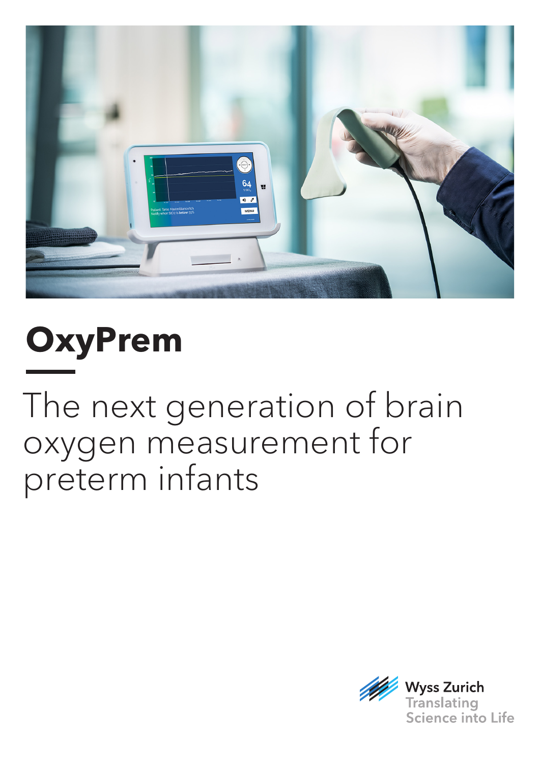# OxyPrem

## The next generation of brain oxygen measurement for preterm infants

Wyss Zurich
Translating Science into Life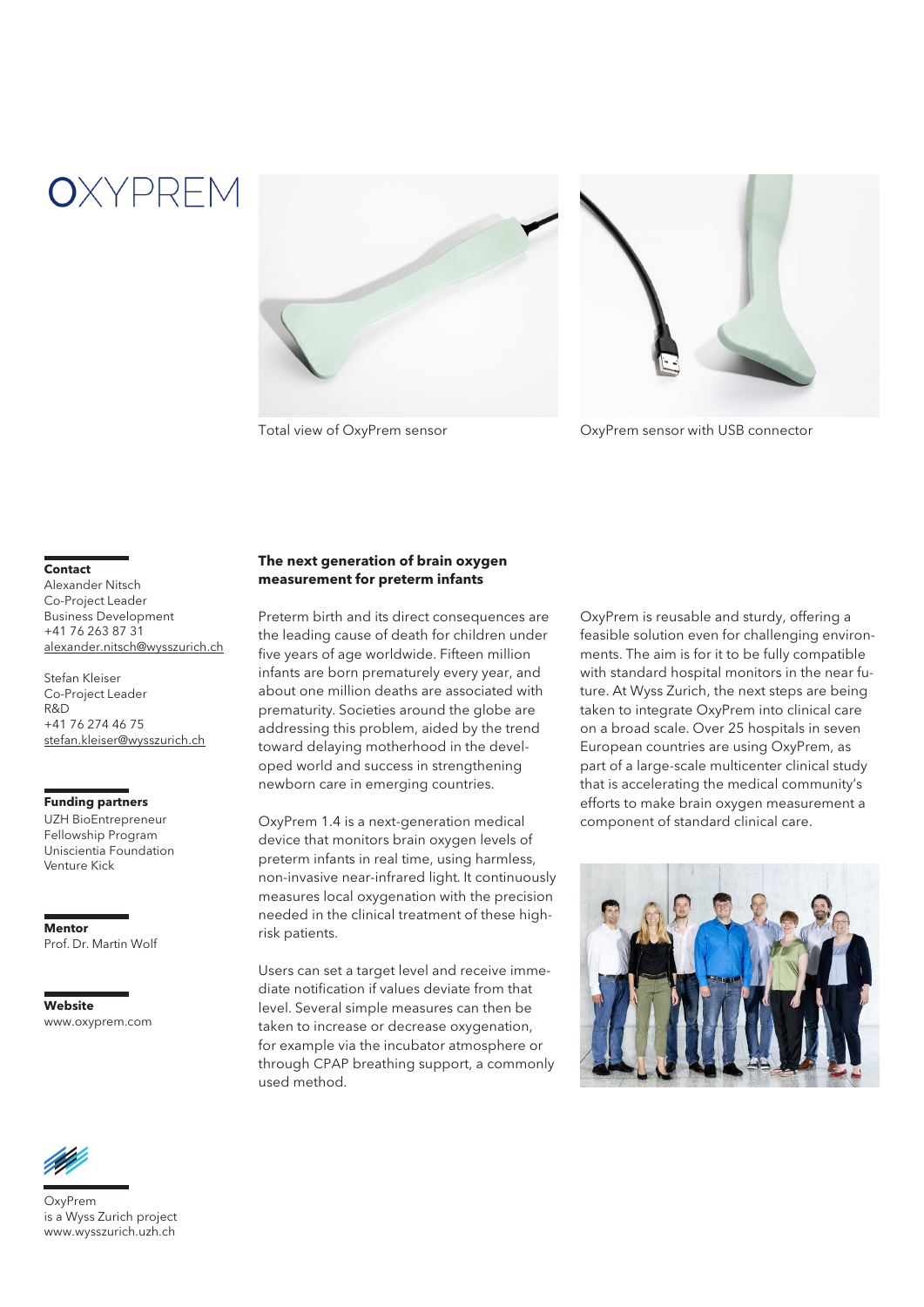# OXYPREM

Total view of OxyPrem sensor

OxyPrem sensor with USB connector

**Contact**
Alexander Nitsch
Co-Project Leader
Business Development
+41 76 263 87 31
alexander.nitsch@wysszurich.ch

Stefan Kleiser
Co-Project Leader
R&D
+41 76 274 46 75
stefan.kleiser@wysszurich.ch

**Funding partners**
UZH BioEntrepreneur Fellowship Program
Uniscientia Foundation
Venture Kick

**Mentor**
Prof. Dr. Martin Wolf

**Website**
www.oxyprem.com

## The next generation of brain oxygen measurement for preterm infants

Preterm birth and its direct consequences are the leading cause of death for children under five years of age worldwide. Fifteen million infants are born prematurely every year, and about one million deaths are associated with prematurity. Societies around the globe are addressing this problem, aided by the trend toward delaying motherhood in the developed world and success in strengthening newborn care in emerging countries.

OxyPrem 1.4 is a next-generation medical device that monitors brain oxygen levels of preterm infants in real time, using harmless, non-invasive near-infrared light. It continuously measures local oxygenation with the precision needed in the clinical treatment of these high-risk patients.

Users can set a target level and receive immediate notification if values deviate from that level. Several simple measures can then be taken to increase or decrease oxygenation, for example via the incubator atmosphere or through CPAP breathing support, a commonly used method.

OxyPrem is reusable and sturdy, offering a feasible solution even for challenging environments. The aim is for it to be fully compatible with standard hospital monitors in the near future. At Wyss Zurich, the next steps are being taken to integrate OxyPrem into clinical care on a broad scale. Over 25 hospitals in seven European countries are using OxyPrem, as part of a large-scale multicenter clinical study that is accelerating the medical community's efforts to make brain oxygen measurement a component of standard clinical care.

OxyPrem
is a Wyss Zurich project
www.wysszurich.uzh.ch